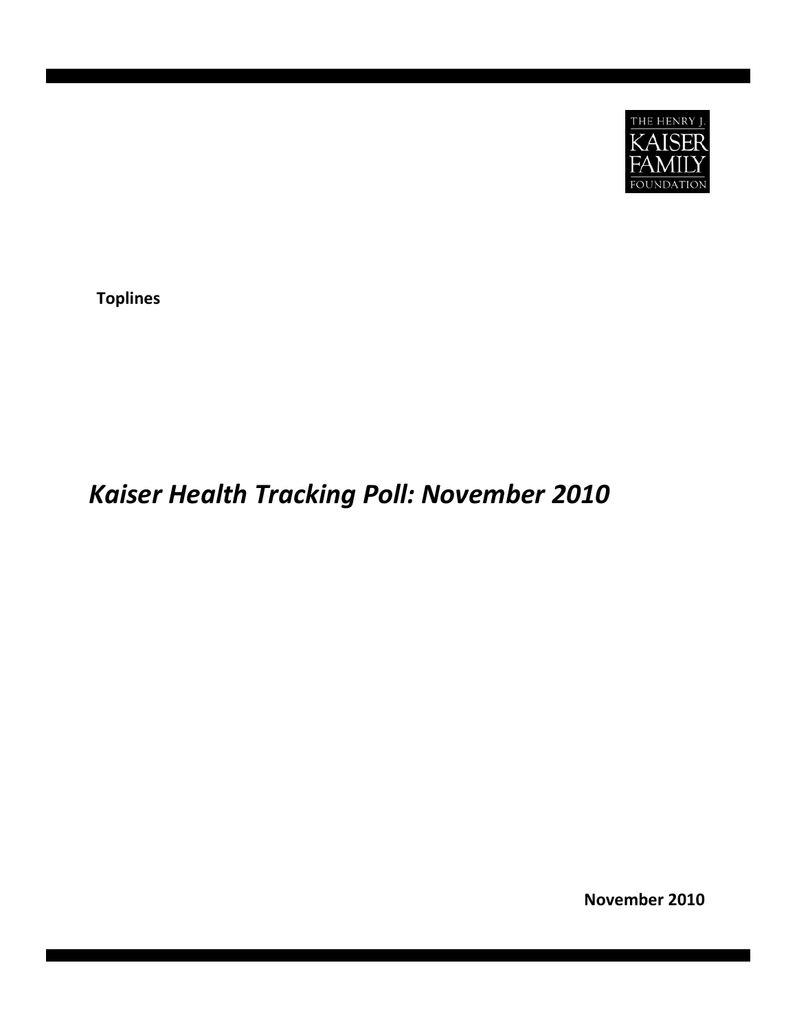THE HENRY J. KAISER FAMILY FOUNDATION

**Toplines**

# *Kaiser Health Tracking Poll: November 2010*

**November 2010**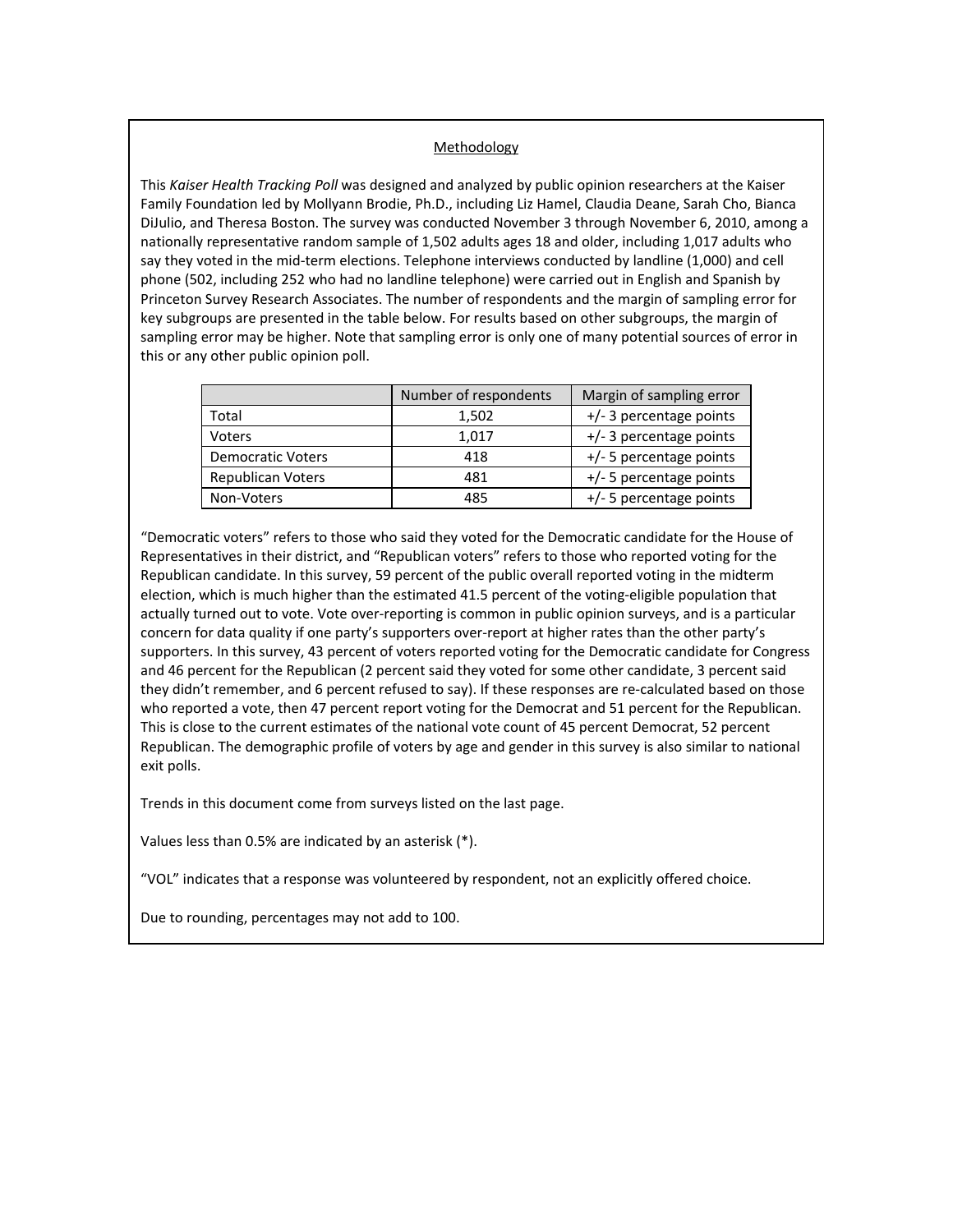## Methodology

This *Kaiser Health Tracking Poll* was designed and analyzed by public opinion researchers at the Kaiser Family Foundation led by Mollyann Brodie, Ph.D., including Liz Hamel, Claudia Deane, Sarah Cho, Bianca DiJulio, and Theresa Boston. The survey was conducted November 3 through November 6, 2010, among a nationally representative random sample of 1,502 adults ages 18 and older, including 1,017 adults who say they voted in the mid-term elections. Telephone interviews conducted by landline (1,000) and cell phone (502, including 252 who had no landline telephone) were carried out in English and Spanish by Princeton Survey Research Associates. The number of respondents and the margin of sampling error for key subgroups are presented in the table below. For results based on other subgroups, the margin of sampling error may be higher. Note that sampling error is only one of many potential sources of error in this or any other public opinion poll.

| | Number of respondents | Margin of sampling error |
|---|---|---|
| Total | 1,502 | +/- 3 percentage points |
| Voters | 1,017 | +/- 3 percentage points |
| Democratic Voters | 418 | +/- 5 percentage points |
| Republican Voters | 481 | +/- 5 percentage points |
| Non-Voters | 485 | +/- 5 percentage points |

"Democratic voters" refers to those who said they voted for the Democratic candidate for the House of Representatives in their district, and "Republican voters" refers to those who reported voting for the Republican candidate. In this survey, 59 percent of the public overall reported voting in the midterm election, which is much higher than the estimated 41.5 percent of the voting-eligible population that actually turned out to vote. Vote over-reporting is common in public opinion surveys, and is a particular concern for data quality if one party's supporters over-report at higher rates than the other party's supporters. In this survey, 43 percent of voters reported voting for the Democratic candidate for Congress and 46 percent for the Republican (2 percent said they voted for some other candidate, 3 percent said they didn't remember, and 6 percent refused to say). If these responses are re-calculated based on those who reported a vote, then 47 percent report voting for the Democrat and 51 percent for the Republican. This is close to the current estimates of the national vote count of 45 percent Democrat, 52 percent Republican. The demographic profile of voters by age and gender in this survey is also similar to national exit polls.

Trends in this document come from surveys listed on the last page.

Values less than 0.5% are indicated by an asterisk (*).

"VOL" indicates that a response was volunteered by respondent, not an explicitly offered choice.

Due to rounding, percentages may not add to 100.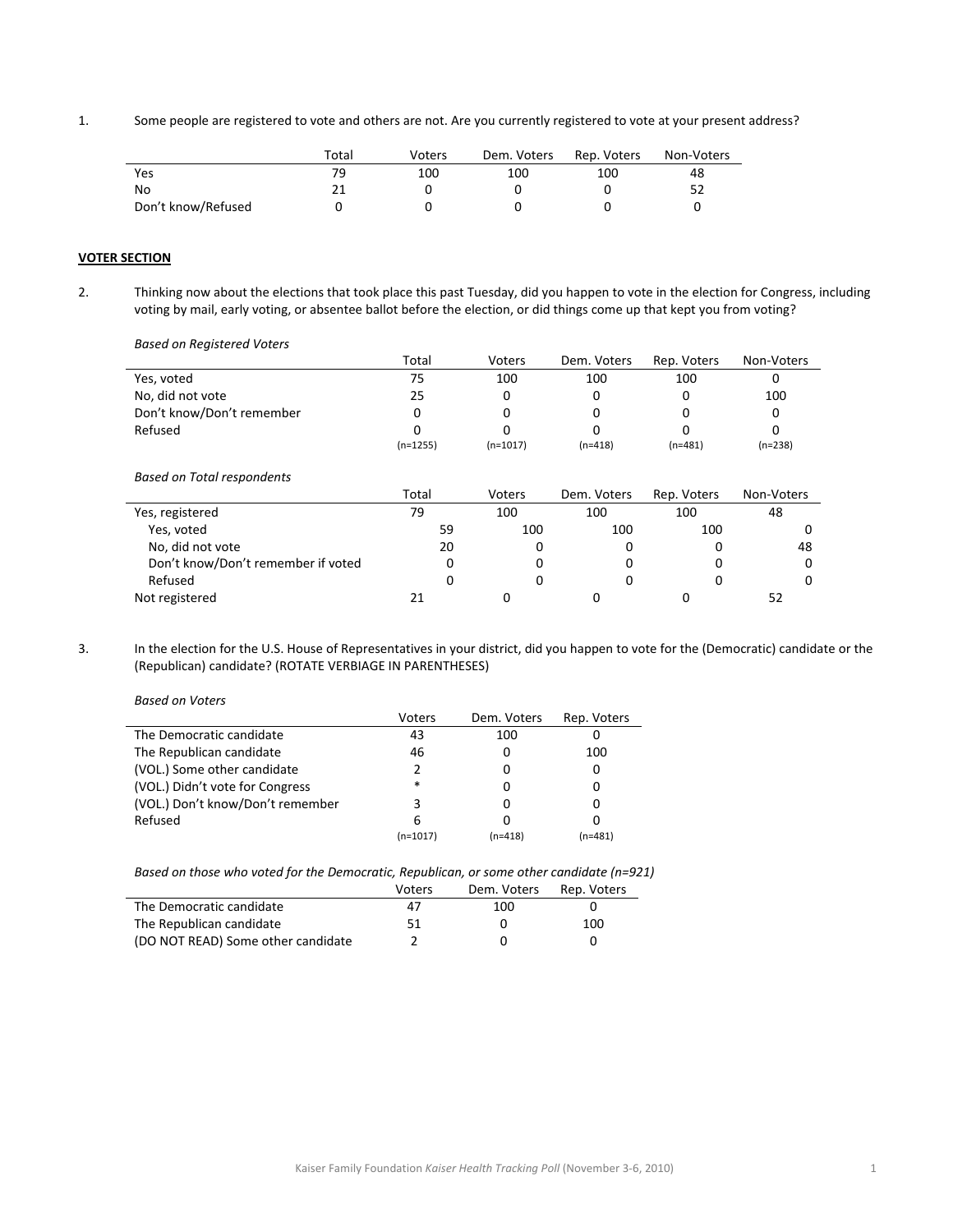1. Some people are registered to vote and others are not. Are you currently registered to vote at your present address?

| | Total | Voters | Dem. Voters | Rep. Voters | Non-Voters |
|---|---|---|---|---|---|
| Yes | 79 | 100 | 100 | 100 | 48 |
| No | 21 | 0 | 0 | 0 | 52 |
| Don't know/Refused | 0 | 0 | 0 | 0 | 0 |

**VOTER SECTION**

2. Thinking now about the elections that took place this past Tuesday, did you happen to vote in the election for Congress, including voting by mail, early voting, or absentee ballot before the election, or did things come up that kept you from voting?

*Based on Registered Voters*

| | Total | Voters | Dem. Voters | Rep. Voters | Non-Voters |
|---|---|---|---|---|---|
| Yes, voted | 75 | 100 | 100 | 100 | 0 |
| No, did not vote | 25 | 0 | 0 | 0 | 100 |
| Don't know/Don't remember | 0 | 0 | 0 | 0 | 0 |
| Refused | 0 | 0 | 0 | 0 | 0 |
| | (n=1255) | (n=1017) | (n=418) | (n=481) | (n=238) |

*Based on Total respondents*

| | Total | Voters | Dem. Voters | Rep. Voters | Non-Voters |
|---|---|---|---|---|---|
| Yes, registered | 79 | 100 | 100 | 100 | 48 |
| Yes, voted | 59 | 100 | 100 | 100 | 0 |
| No, did not vote | 20 | 0 | 0 | 0 | 48 |
| Don't know/Don't remember if voted | 0 | 0 | 0 | 0 | 0 |
| Refused | 0 | 0 | 0 | 0 | 0 |
| Not registered | 21 | 0 | 0 | 0 | 52 |

3. In the election for the U.S. House of Representatives in your district, did you happen to vote for the (Democratic) candidate or the (Republican) candidate? (ROTATE VERBIAGE IN PARENTHESES)

*Based on Voters*

| | Voters | Dem. Voters | Rep. Voters |
|---|---|---|---|
| The Democratic candidate | 43 | 100 | 0 |
| The Republican candidate | 46 | 0 | 100 |
| (VOL.) Some other candidate | 2 | 0 | 0 |
| (VOL.) Didn't vote for Congress | * | 0 | 0 |
| (VOL.) Don't know/Don't remember | 3 | 0 | 0 |
| Refused | 6 | 0 | 0 |
| | (n=1017) | (n=418) | (n=481) |

*Based on those who voted for the Democratic, Republican, or some other candidate (n=921)*

| | Voters | Dem. Voters | Rep. Voters |
|---|---|---|---|
| The Democratic candidate | 47 | 100 | 0 |
| The Republican candidate | 51 | 0 | 100 |
| (DO NOT READ) Some other candidate | 2 | 0 | 0 |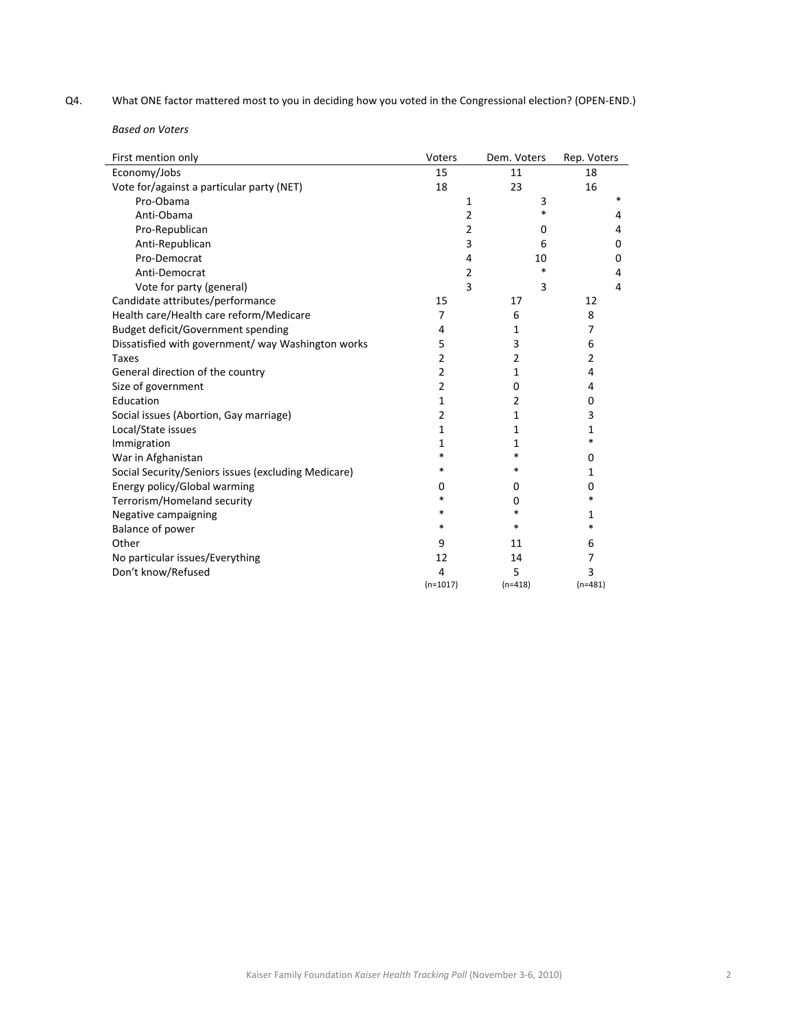Q4. What ONE factor mattered most to you in deciding how you voted in the Congressional election? (OPEN-END.)

*Based on Voters*

| First mention only | Voters | Dem. Voters | Rep. Voters |
|---|---|---|---|
| Economy/Jobs | 15 | 11 | 18 |
| Vote for/against a particular party (NET) | 18 | 23 | 16 |
| Pro-Obama | 1 | 3 | * |
| Anti-Obama | 2 | * | 4 |
| Pro-Republican | 2 | 0 | 4 |
| Anti-Republican | 3 | 6 | 0 |
| Pro-Democrat | 4 | 10 | 0 |
| Anti-Democrat | 2 | * | 4 |
| Vote for party (general) | 3 | 3 | 4 |
| Candidate attributes/performance | 15 | 17 | 12 |
| Health care/Health care reform/Medicare | 7 | 6 | 8 |
| Budget deficit/Government spending | 4 | 1 | 7 |
| Dissatisfied with government/ way Washington works | 5 | 3 | 6 |
| Taxes | 2 | 2 | 2 |
| General direction of the country | 2 | 1 | 4 |
| Size of government | 2 | 0 | 4 |
| Education | 1 | 2 | 0 |
| Social issues (Abortion, Gay marriage) | 2 | 1 | 3 |
| Local/State issues | 1 | 1 | 1 |
| Immigration | 1 | 1 | * |
| War in Afghanistan | * | * | 0 |
| Social Security/Seniors issues (excluding Medicare) | * | * | 1 |
| Energy policy/Global warming | 0 | 0 | 0 |
| Terrorism/Homeland security | * | 0 | * |
| Negative campaigning | * | * | 1 |
| Balance of power | * | * | * |
| Other | 9 | 11 | 6 |
| No particular issues/Everything | 12 | 14 | 7 |
| Don't know/Refused | 4 | 5 | 3 |
| | (n=1017) | (n=418) | (n=481) |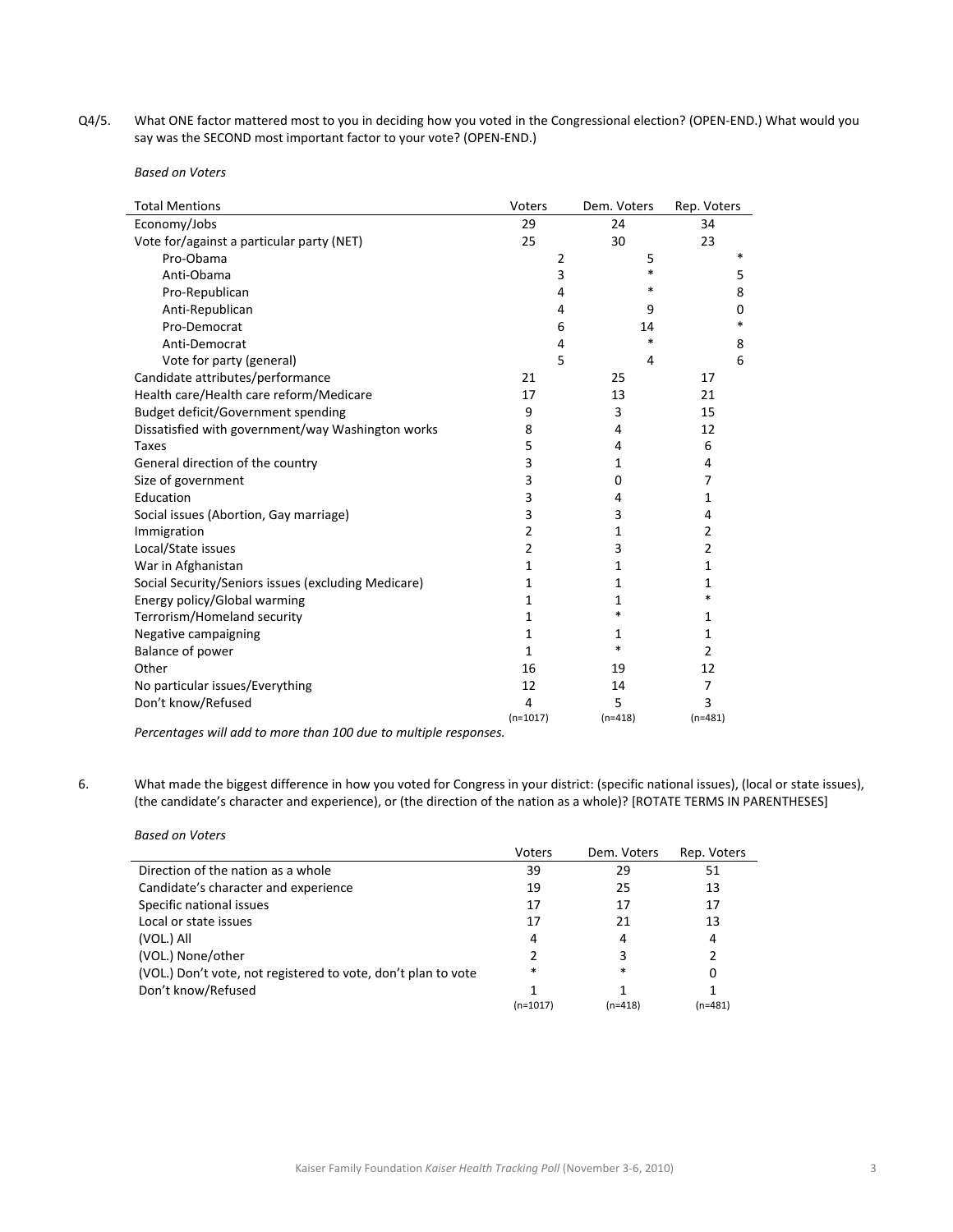Q4/5. What ONE factor mattered most to you in deciding how you voted in the Congressional election? (OPEN-END.) What would you say was the SECOND most important factor to your vote? (OPEN-END.)

*Based on Voters*

| Total Mentions | Voters | Dem. Voters | Rep. Voters |
|---|---|---|---|
| Economy/Jobs | 29 | 24 | 34 |
| Vote for/against a particular party (NET) | 25 | 30 | 23 |
| Pro-Obama | 2 | 5 | * |
| Anti-Obama | 3 | * | 5 |
| Pro-Republican | 4 | * | 8 |
| Anti-Republican | 4 | 9 | 0 |
| Pro-Democrat | 6 | 14 | * |
| Anti-Democrat | 4 | * | 8 |
| Vote for party (general) | 5 | 4 | 6 |
| Candidate attributes/performance | 21 | 25 | 17 |
| Health care/Health care reform/Medicare | 17 | 13 | 21 |
| Budget deficit/Government spending | 9 | 3 | 15 |
| Dissatisfied with government/way Washington works | 8 | 4 | 12 |
| Taxes | 5 | 4 | 6 |
| General direction of the country | 3 | 1 | 4 |
| Size of government | 3 | 0 | 7 |
| Education | 3 | 4 | 1 |
| Social issues (Abortion, Gay marriage) | 3 | 3 | 4 |
| Immigration | 2 | 1 | 2 |
| Local/State issues | 2 | 3 | 2 |
| War in Afghanistan | 1 | 1 | 1 |
| Social Security/Seniors issues (excluding Medicare) | 1 | 1 | 1 |
| Energy policy/Global warming | 1 | 1 | * |
| Terrorism/Homeland security | 1 | * | 1 |
| Negative campaigning | 1 | 1 | 1 |
| Balance of power | 1 | * | 2 |
| Other | 16 | 19 | 12 |
| No particular issues/Everything | 12 | 14 | 7 |
| Don't know/Refused | 4 | 5 | 3 |
| | (n=1017) | (n=418) | (n=481) |

*Percentages will add to more than 100 due to multiple responses.*

6. What made the biggest difference in how you voted for Congress in your district: (specific national issues), (local or state issues), (the candidate's character and experience), or (the direction of the nation as a whole)? [ROTATE TERMS IN PARENTHESES]

*Based on Voters*

| | Voters | Dem. Voters | Rep. Voters |
|---|---|---|---|
| Direction of the nation as a whole | 39 | 29 | 51 |
| Candidate's character and experience | 19 | 25 | 13 |
| Specific national issues | 17 | 17 | 17 |
| Local or state issues | 17 | 21 | 13 |
| (VOL.) All | 4 | 4 | 4 |
| (VOL.) None/other | 2 | 3 | 2 |
| (VOL.) Don't vote, not registered to vote, don't plan to vote | * | * | 0 |
| Don't know/Refused | 1 | 1 | 1 |
| | (n=1017) | (n=418) | (n=481) |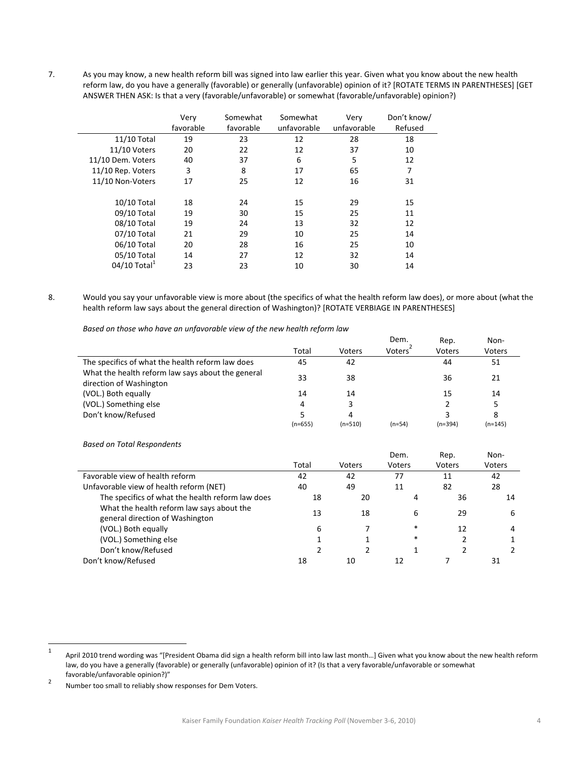7. As you may know, a new health reform bill was signed into law earlier this year. Given what you know about the new health reform law, do you have a generally (favorable) or generally (unfavorable) opinion of it? [ROTATE TERMS IN PARENTHESES] [GET ANSWER THEN ASK: Is that a very (favorable/unfavorable) or somewhat (favorable/unfavorable) opinion?)

| | Very favorable | Somewhat favorable | Somewhat unfavorable | Very unfavorable | Don't know/ Refused |
|---|---|---|---|---|---|
| 11/10 Total | 19 | 23 | 12 | 28 | 18 |
| 11/10 Voters | 20 | 22 | 12 | 37 | 10 |
| 11/10 Dem. Voters | 40 | 37 | 6 | 5 | 12 |
| 11/10 Rep. Voters | 3 | 8 | 17 | 65 | 7 |
| 11/10 Non-Voters | 17 | 25 | 12 | 16 | 31 |
| | | | | | |
| 10/10 Total | 18 | 24 | 15 | 29 | 15 |
| 09/10 Total | 19 | 30 | 15 | 25 | 11 |
| 08/10 Total | 19 | 24 | 13 | 32 | 12 |
| 07/10 Total | 21 | 29 | 10 | 25 | 14 |
| 06/10 Total | 20 | 28 | 16 | 25 | 10 |
| 05/10 Total | 14 | 27 | 12 | 32 | 14 |
| 04/10 Total[1] | 23 | 23 | 10 | 30 | 14 |

8. Would you say your unfavorable view is more about (the specifics of what the health reform law does), or more about (what the health reform law says about the general direction of Washington)? [ROTATE VERBIAGE IN PARENTHESES]

*Based on those who have an unfavorable view of the new health reform law*

| | Total | Voters | Dem. Voters[2] | Rep. Voters | Non-Voters |
|---|---|---|---|---|---|
| The specifics of what the health reform law does | 45 | 42 | | 44 | 51 |
| What the health reform law says about the general direction of Washington | 33 | 38 | | 36 | 21 |
| (VOL.) Both equally | 14 | 14 | | 15 | 14 |
| (VOL.) Something else | 4 | 3 | | 2 | 5 |
| Don't know/Refused | 5 | 4 | | 3 | 8 |
| | (n=655) | (n=510) | (n=54) | (n=394) | (n=145) |

*Based on Total Respondents*

| | Total | Voters | Dem. Voters | Rep. Voters | Non-Voters |
|---|---|---|---|---|---|
| Favorable view of health reform | 42 | 42 | 77 | 11 | 42 |
| Unfavorable view of health reform (NET) | 40 | 49 | 11 | 82 | 28 |
| The specifics of what the health reform law does | 18 | 20 | 4 | 36 | 14 |
| What the health reform law says about the general direction of Washington | 13 | 18 | 6 | 29 | 6 |
| (VOL.) Both equally | 6 | 7 | * | 12 | 4 |
| (VOL.) Something else | 1 | 1 | * | 2 | 1 |
| Don't know/Refused | 2 | 2 | 1 | 2 | 2 |
| Don't know/Refused | 18 | 10 | 12 | 7 | 31 |

[1] April 2010 trend wording was "[President Obama did sign a health reform bill into law last month…] Given what you know about the new health reform law, do you have a generally (favorable) or generally (unfavorable) opinion of it? (Is that a very favorable/unfavorable or somewhat favorable/unfavorable opinion?)"

[2] Number too small to reliably show responses for Dem Voters.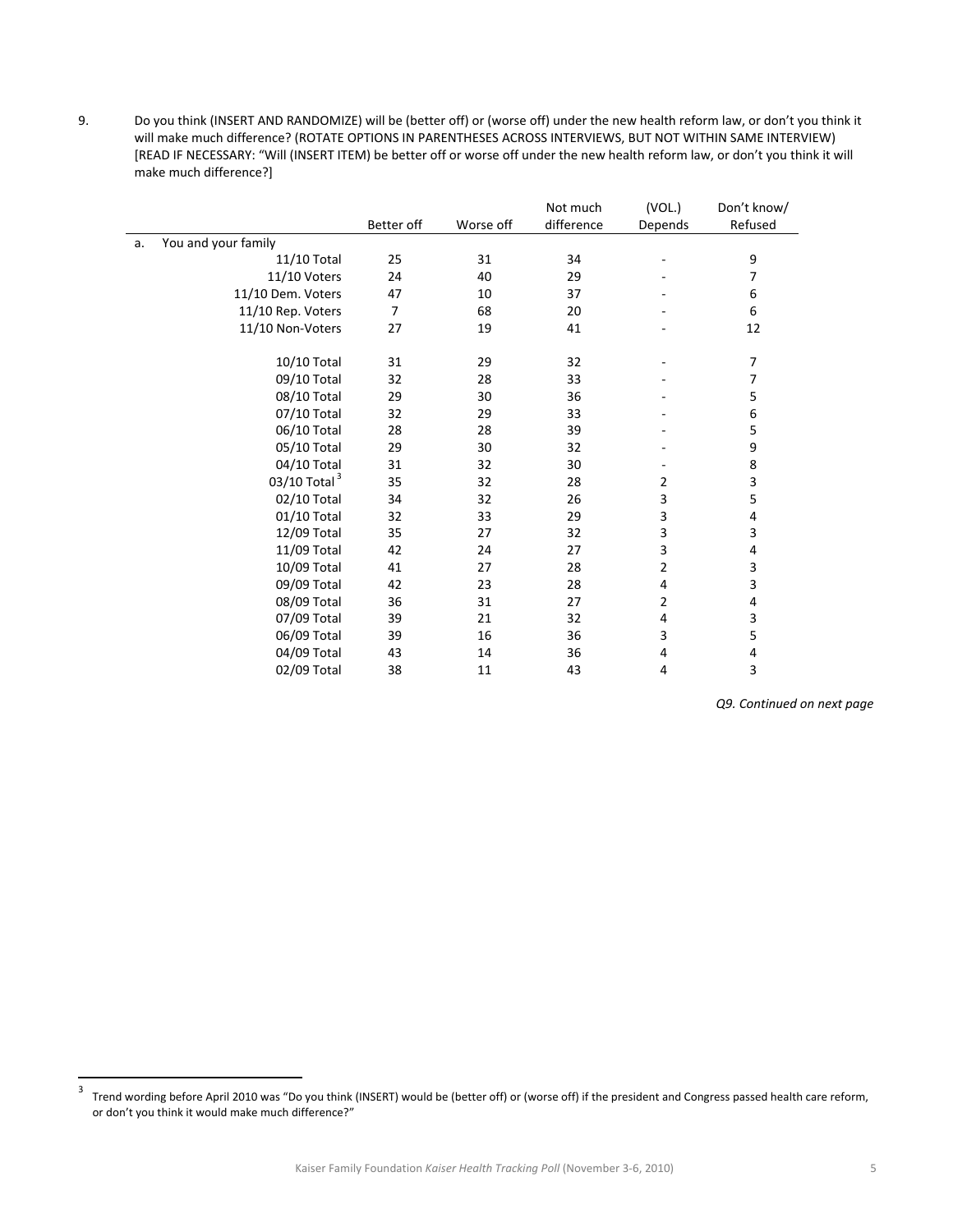9. Do you think (INSERT AND RANDOMIZE) will be (better off) or (worse off) under the new health reform law, or don't you think it will make much difference? (ROTATE OPTIONS IN PARENTHESES ACROSS INTERVIEWS, BUT NOT WITHIN SAME INTERVIEW) [READ IF NECESSARY: "Will (INSERT ITEM) be better off or worse off under the new health reform law, or don't you think it will make much difference?]

| | Better off | Worse off | Not much difference | (VOL.) Depends | Don't know/ Refused |
|---|---|---|---|---|---|
| a. You and your family | | | | | |
| 11/10 Total | 25 | 31 | 34 | - | 9 |
| 11/10 Voters | 24 | 40 | 29 | - | 7 |
| 11/10 Dem. Voters | 47 | 10 | 37 | - | 6 |
| 11/10 Rep. Voters | 7 | 68 | 20 | - | 6 |
| 11/10 Non-Voters | 27 | 19 | 41 | - | 12 |
| | | | | | |
| 10/10 Total | 31 | 29 | 32 | - | 7 |
| 09/10 Total | 32 | 28 | 33 | - | 7 |
| 08/10 Total | 29 | 30 | 36 | - | 5 |
| 07/10 Total | 32 | 29 | 33 | - | 6 |
| 06/10 Total | 28 | 28 | 39 | - | 5 |
| 05/10 Total | 29 | 30 | 32 | - | 9 |
| 04/10 Total | 31 | 32 | 30 | - | 8 |
| 03/10 Total[3] | 35 | 32 | 28 | 2 | 3 |
| 02/10 Total | 34 | 32 | 26 | 3 | 5 |
| 01/10 Total | 32 | 33 | 29 | 3 | 4 |
| 12/09 Total | 35 | 27 | 32 | 3 | 3 |
| 11/09 Total | 42 | 24 | 27 | 3 | 4 |
| 10/09 Total | 41 | 27 | 28 | 2 | 3 |
| 09/09 Total | 42 | 23 | 28 | 4 | 3 |
| 08/09 Total | 36 | 31 | 27 | 2 | 4 |
| 07/09 Total | 39 | 21 | 32 | 4 | 3 |
| 06/09 Total | 39 | 16 | 36 | 3 | 5 |
| 04/09 Total | 43 | 14 | 36 | 4 | 4 |
| 02/09 Total | 38 | 11 | 43 | 4 | 3 |

*Q9. Continued on next page*

[3] Trend wording before April 2010 was "Do you think (INSERT) would be (better off) or (worse off) if the president and Congress passed health care reform, or don't you think it would make much difference?"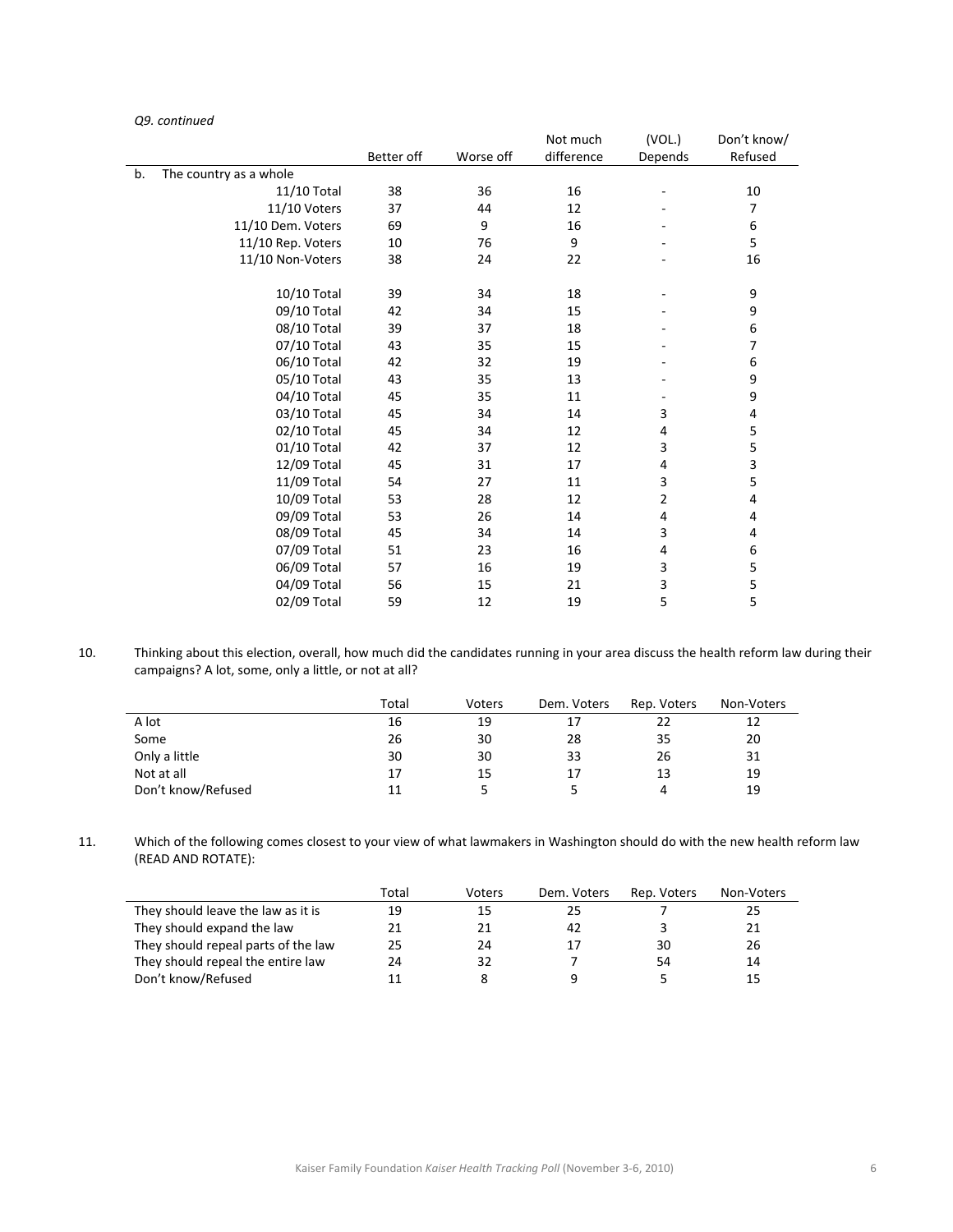*Q9. continued*

| | Better off | Worse off | Not much difference | (VOL.) Depends | Don't know/ Refused |
|---|---|---|---|---|---|
| b. The country as a whole | | | | | |
| 11/10 Total | 38 | 36 | 16 | - | 10 |
| 11/10 Voters | 37 | 44 | 12 | - | 7 |
| 11/10 Dem. Voters | 69 | 9 | 16 | - | 6 |
| 11/10 Rep. Voters | 10 | 76 | 9 | - | 5 |
| 11/10 Non-Voters | 38 | 24 | 22 | - | 16 |
| | | | | | |
| 10/10 Total | 39 | 34 | 18 | - | 9 |
| 09/10 Total | 42 | 34 | 15 | - | 9 |
| 08/10 Total | 39 | 37 | 18 | - | 6 |
| 07/10 Total | 43 | 35 | 15 | - | 7 |
| 06/10 Total | 42 | 32 | 19 | - | 6 |
| 05/10 Total | 43 | 35 | 13 | - | 9 |
| 04/10 Total | 45 | 35 | 11 | - | 9 |
| 03/10 Total | 45 | 34 | 14 | 3 | 4 |
| 02/10 Total | 45 | 34 | 12 | 4 | 5 |
| 01/10 Total | 42 | 37 | 12 | 3 | 5 |
| 12/09 Total | 45 | 31 | 17 | 4 | 3 |
| 11/09 Total | 54 | 27 | 11 | 3 | 5 |
| 10/09 Total | 53 | 28 | 12 | 2 | 4 |
| 09/09 Total | 53 | 26 | 14 | 4 | 4 |
| 08/09 Total | 45 | 34 | 14 | 3 | 4 |
| 07/09 Total | 51 | 23 | 16 | 4 | 6 |
| 06/09 Total | 57 | 16 | 19 | 3 | 5 |
| 04/09 Total | 56 | 15 | 21 | 3 | 5 |
| 02/09 Total | 59 | 12 | 19 | 5 | 5 |

10. Thinking about this election, overall, how much did the candidates running in your area discuss the health reform law during their campaigns? A lot, some, only a little, or not at all?

| | Total | Voters | Dem. Voters | Rep. Voters | Non-Voters |
|---|---|---|---|---|---|
| A lot | 16 | 19 | 17 | 22 | 12 |
| Some | 26 | 30 | 28 | 35 | 20 |
| Only a little | 30 | 30 | 33 | 26 | 31 |
| Not at all | 17 | 15 | 17 | 13 | 19 |
| Don't know/Refused | 11 | 5 | 5 | 4 | 19 |

11. Which of the following comes closest to your view of what lawmakers in Washington should do with the new health reform law (READ AND ROTATE):

| | Total | Voters | Dem. Voters | Rep. Voters | Non-Voters |
|---|---|---|---|---|---|
| They should leave the law as it is | 19 | 15 | 25 | 7 | 25 |
| They should expand the law | 21 | 21 | 42 | 3 | 21 |
| They should repeal parts of the law | 25 | 24 | 17 | 30 | 26 |
| They should repeal the entire law | 24 | 32 | 7 | 54 | 14 |
| Don't know/Refused | 11 | 8 | 9 | 5 | 15 |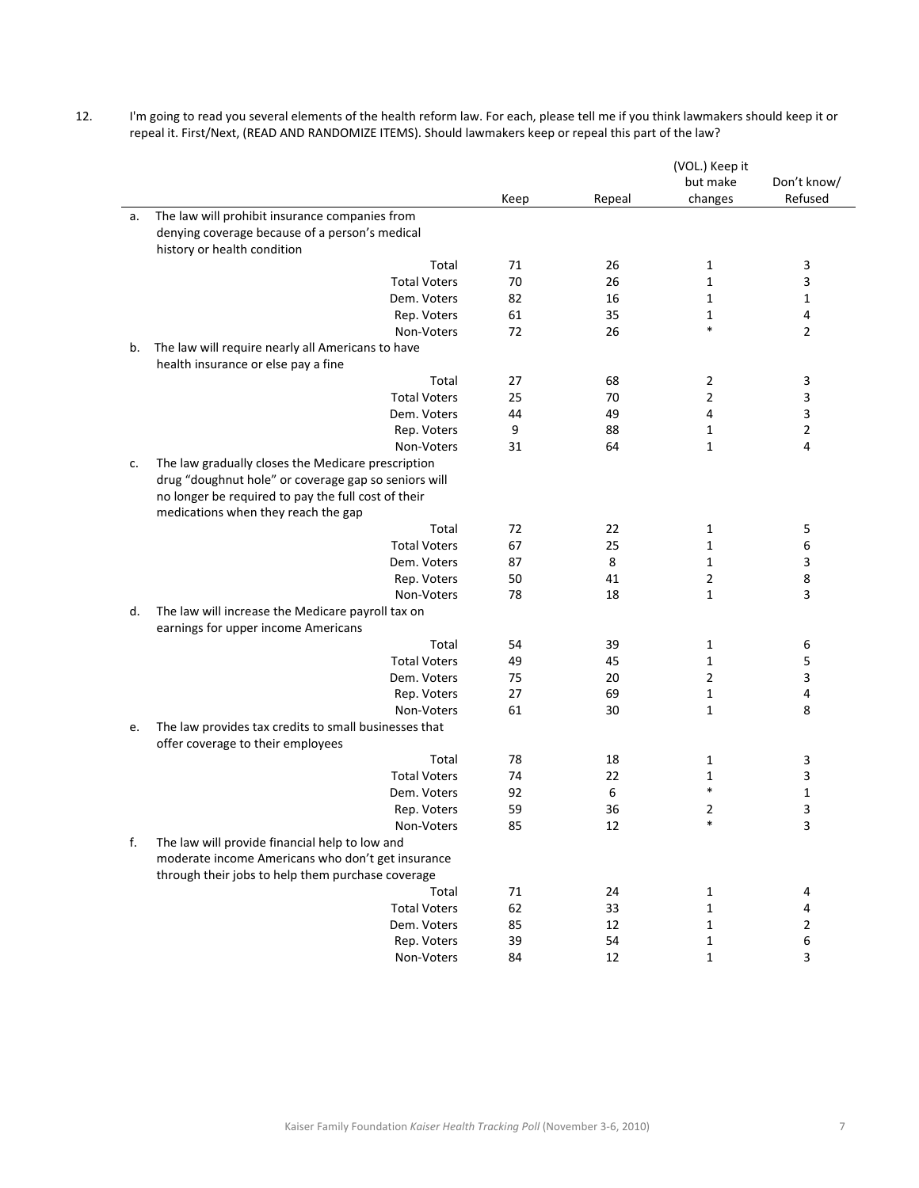12. I'm going to read you several elements of the health reform law. For each, please tell me if you think lawmakers should keep it or repeal it. First/Next, (READ AND RANDOMIZE ITEMS). Should lawmakers keep or repeal this part of the law?

| | | Keep | Repeal | (VOL.) Keep it but make changes | Don't know/ Refused |
|---|---|---|---|---|---|
| a. | The law will prohibit insurance companies from denying coverage because of a person's medical history or health condition | | | | |
| | Total | 71 | 26 | 1 | 3 |
| | Total Voters | 70 | 26 | 1 | 3 |
| | Dem. Voters | 82 | 16 | 1 | 1 |
| | Rep. Voters | 61 | 35 | 1 | 4 |
| | Non-Voters | 72 | 26 | * | 2 |
| b. | The law will require nearly all Americans to have health insurance or else pay a fine | | | | |
| | Total | 27 | 68 | 2 | 3 |
| | Total Voters | 25 | 70 | 2 | 3 |
| | Dem. Voters | 44 | 49 | 4 | 3 |
| | Rep. Voters | 9 | 88 | 1 | 2 |
| | Non-Voters | 31 | 64 | 1 | 4 |
| c. | The law gradually closes the Medicare prescription drug "doughnut hole" or coverage gap so seniors will no longer be required to pay the full cost of their medications when they reach the gap | | | | |
| | Total | 72 | 22 | 1 | 5 |
| | Total Voters | 67 | 25 | 1 | 6 |
| | Dem. Voters | 87 | 8 | 1 | 3 |
| | Rep. Voters | 50 | 41 | 2 | 8 |
| | Non-Voters | 78 | 18 | 1 | 3 |
| d. | The law will increase the Medicare payroll tax on earnings for upper income Americans | | | | |
| | Total | 54 | 39 | 1 | 6 |
| | Total Voters | 49 | 45 | 1 | 5 |
| | Dem. Voters | 75 | 20 | 2 | 3 |
| | Rep. Voters | 27 | 69 | 1 | 4 |
| | Non-Voters | 61 | 30 | 1 | 8 |
| e. | The law provides tax credits to small businesses that offer coverage to their employees | | | | |
| | Total | 78 | 18 | 1 | 3 |
| | Total Voters | 74 | 22 | 1 | 3 |
| | Dem. Voters | 92 | 6 | * | 1 |
| | Rep. Voters | 59 | 36 | 2 | 3 |
| | Non-Voters | 85 | 12 | * | 3 |
| f. | The law will provide financial help to low and moderate income Americans who don't get insurance through their jobs to help them purchase coverage | | | | |
| | Total | 71 | 24 | 1 | 4 |
| | Total Voters | 62 | 33 | 1 | 4 |
| | Dem. Voters | 85 | 12 | 1 | 2 |
| | Rep. Voters | 39 | 54 | 1 | 6 |
| | Non-Voters | 84 | 12 | 1 | 3 |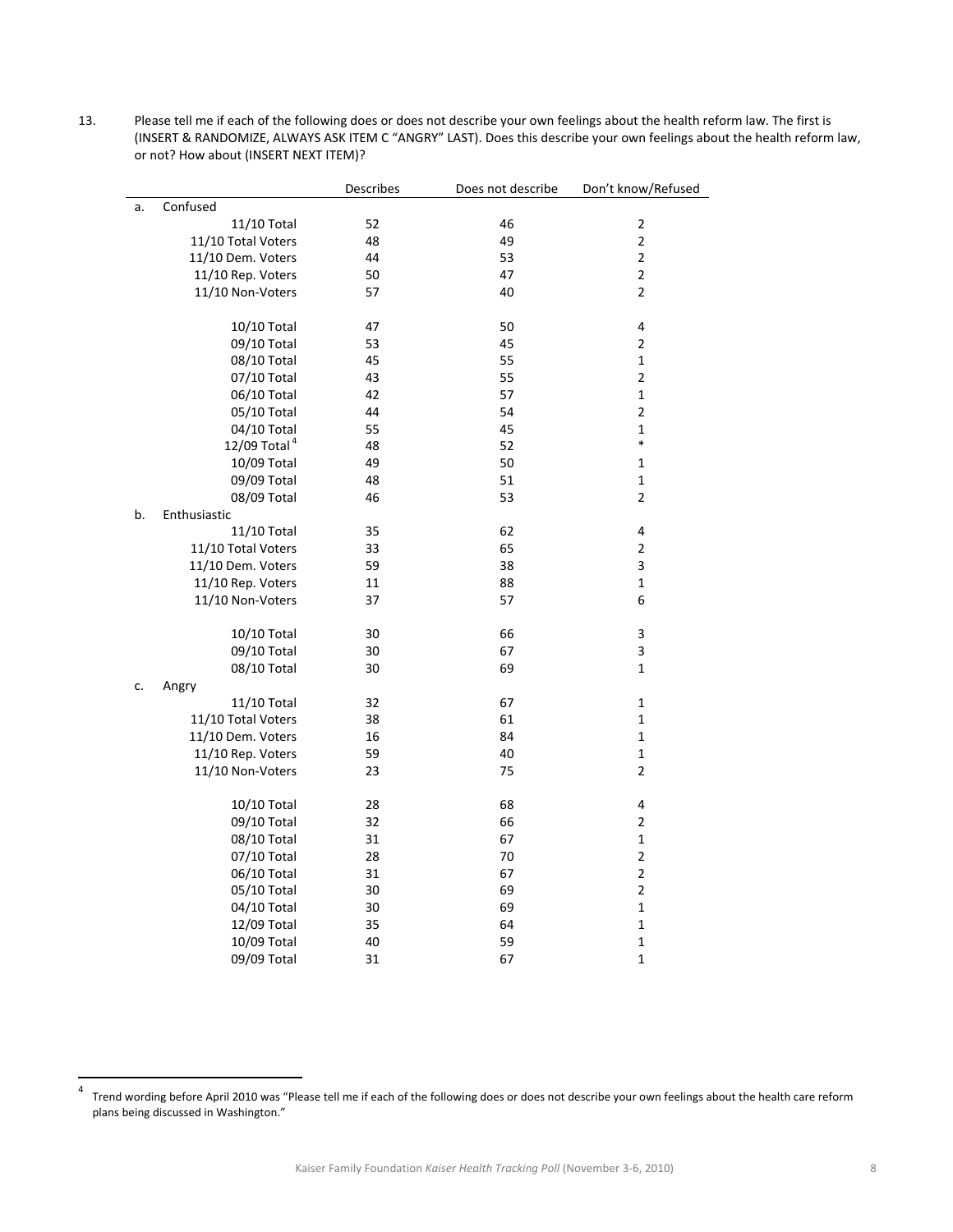13. Please tell me if each of the following does or does not describe your own feelings about the health reform law. The first is (INSERT & RANDOMIZE, ALWAYS ASK ITEM C "ANGRY" LAST). Does this describe your own feelings about the health reform law, or not? How about (INSERT NEXT ITEM)?

| | | Describes | Does not describe | Don't know/Refused |
|---|---|---|---|---|
| a. | Confused | | | |
| | 11/10 Total | 52 | 46 | 2 |
| | 11/10 Total Voters | 48 | 49 | 2 |
| | 11/10 Dem. Voters | 44 | 53 | 2 |
| | 11/10 Rep. Voters | 50 | 47 | 2 |
| | 11/10 Non-Voters | 57 | 40 | 2 |
| | | | | |
| | 10/10 Total | 47 | 50 | 4 |
| | 09/10 Total | 53 | 45 | 2 |
| | 08/10 Total | 45 | 55 | 1 |
| | 07/10 Total | 43 | 55 | 2 |
| | 06/10 Total | 42 | 57 | 1 |
| | 05/10 Total | 44 | 54 | 2 |
| | 04/10 Total | 55 | 45 | 1 |
| | 12/09 Total[4] | 48 | 52 | * |
| | 10/09 Total | 49 | 50 | 1 |
| | 09/09 Total | 48 | 51 | 1 |
| | 08/09 Total | 46 | 53 | 2 |
| b. | Enthusiastic | | | |
| | 11/10 Total | 35 | 62 | 4 |
| | 11/10 Total Voters | 33 | 65 | 2 |
| | 11/10 Dem. Voters | 59 | 38 | 3 |
| | 11/10 Rep. Voters | 11 | 88 | 1 |
| | 11/10 Non-Voters | 37 | 57 | 6 |
| | | | | |
| | 10/10 Total | 30 | 66 | 3 |
| | 09/10 Total | 30 | 67 | 3 |
| | 08/10 Total | 30 | 69 | 1 |
| c. | Angry | | | |
| | 11/10 Total | 32 | 67 | 1 |
| | 11/10 Total Voters | 38 | 61 | 1 |
| | 11/10 Dem. Voters | 16 | 84 | 1 |
| | 11/10 Rep. Voters | 59 | 40 | 1 |
| | 11/10 Non-Voters | 23 | 75 | 2 |
| | | | | |
| | 10/10 Total | 28 | 68 | 4 |
| | 09/10 Total | 32 | 66 | 2 |
| | 08/10 Total | 31 | 67 | 1 |
| | 07/10 Total | 28 | 70 | 2 |
| | 06/10 Total | 31 | 67 | 2 |
| | 05/10 Total | 30 | 69 | 2 |
| | 04/10 Total | 30 | 69 | 1 |
| | 12/09 Total | 35 | 64 | 1 |
| | 10/09 Total | 40 | 59 | 1 |
| | 09/09 Total | 31 | 67 | 1 |

[4] Trend wording before April 2010 was "Please tell me if each of the following does or does not describe your own feelings about the health care reform plans being discussed in Washington."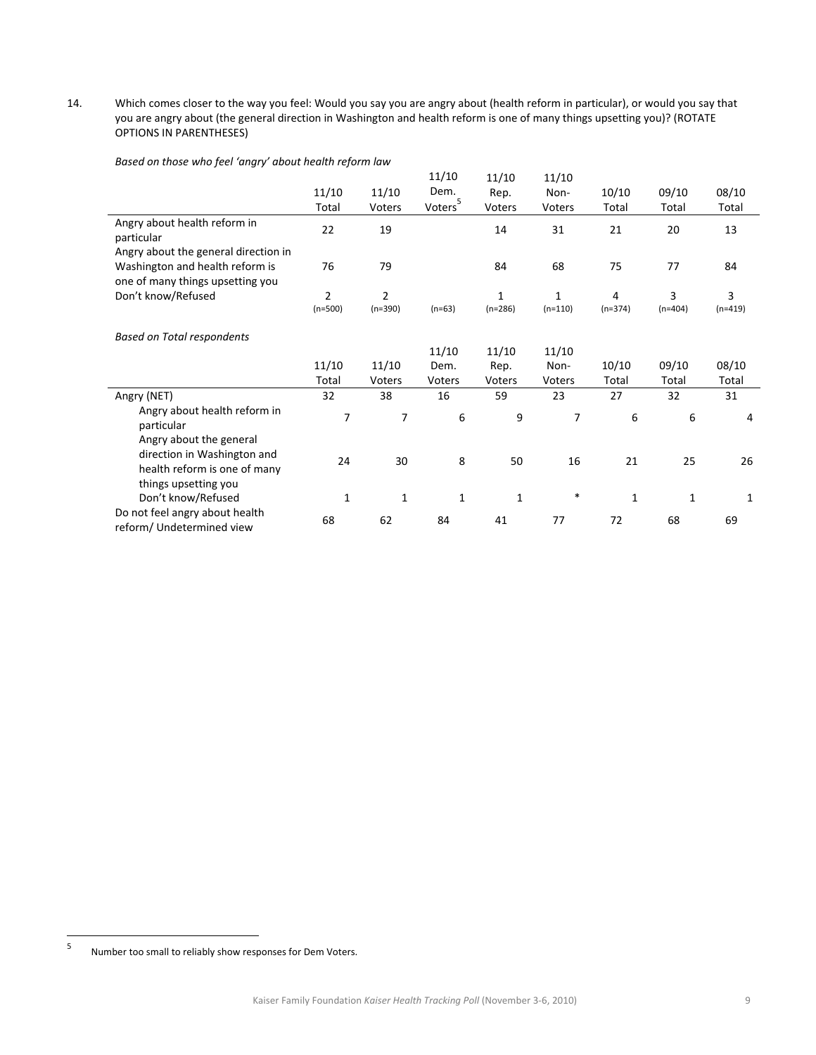14. Which comes closer to the way you feel: Would you say you are angry about (health reform in particular), or would you say that you are angry about (the general direction in Washington and health reform is one of many things upsetting you)? (ROTATE OPTIONS IN PARENTHESES)

*Based on those who feel 'angry' about health reform law*

| | 11/10 Total | 11/10 Voters | 11/10 Dem. Voters[5] | 11/10 Rep. Voters | 11/10 Non-Voters | 10/10 Total | 09/10 Total | 08/10 Total |
|---|---|---|---|---|---|---|---|---|
| Angry about health reform in particular | 22 | 19 | | 14 | 31 | 21 | 20 | 13 |
| Angry about the general direction in Washington and health reform is one of many things upsetting you | 76 | 79 | | 84 | 68 | 75 | 77 | 84 |
| Don't know/Refused | 2 | 2 | | 1 | 1 | 4 | 3 | 3 |
| | (n=500) | (n=390) | (n=63) | (n=286) | (n=110) | (n=374) | (n=404) | (n=419) |

*Based on Total respondents*

| | 11/10 Total | 11/10 Voters | 11/10 Dem. Voters | 11/10 Rep. Voters | 11/10 Non-Voters | 10/10 Total | 09/10 Total | 08/10 Total |
|---|---|---|---|---|---|---|---|---|
| Angry (NET) | 32 | 38 | 16 | 59 | 23 | 27 | 32 | 31 |
| Angry about health reform in particular | 7 | 7 | 6 | 9 | 7 | 6 | 6 | 4 |
| Angry about the general direction in Washington and health reform is one of many things upsetting you | 24 | 30 | 8 | 50 | 16 | 21 | 25 | 26 |
| Don't know/Refused | 1 | 1 | 1 | 1 | * | 1 | 1 | 1 |
| Do not feel angry about health reform/ Undetermined view | 68 | 62 | 84 | 41 | 77 | 72 | 68 | 69 |

[5] Number too small to reliably show responses for Dem Voters.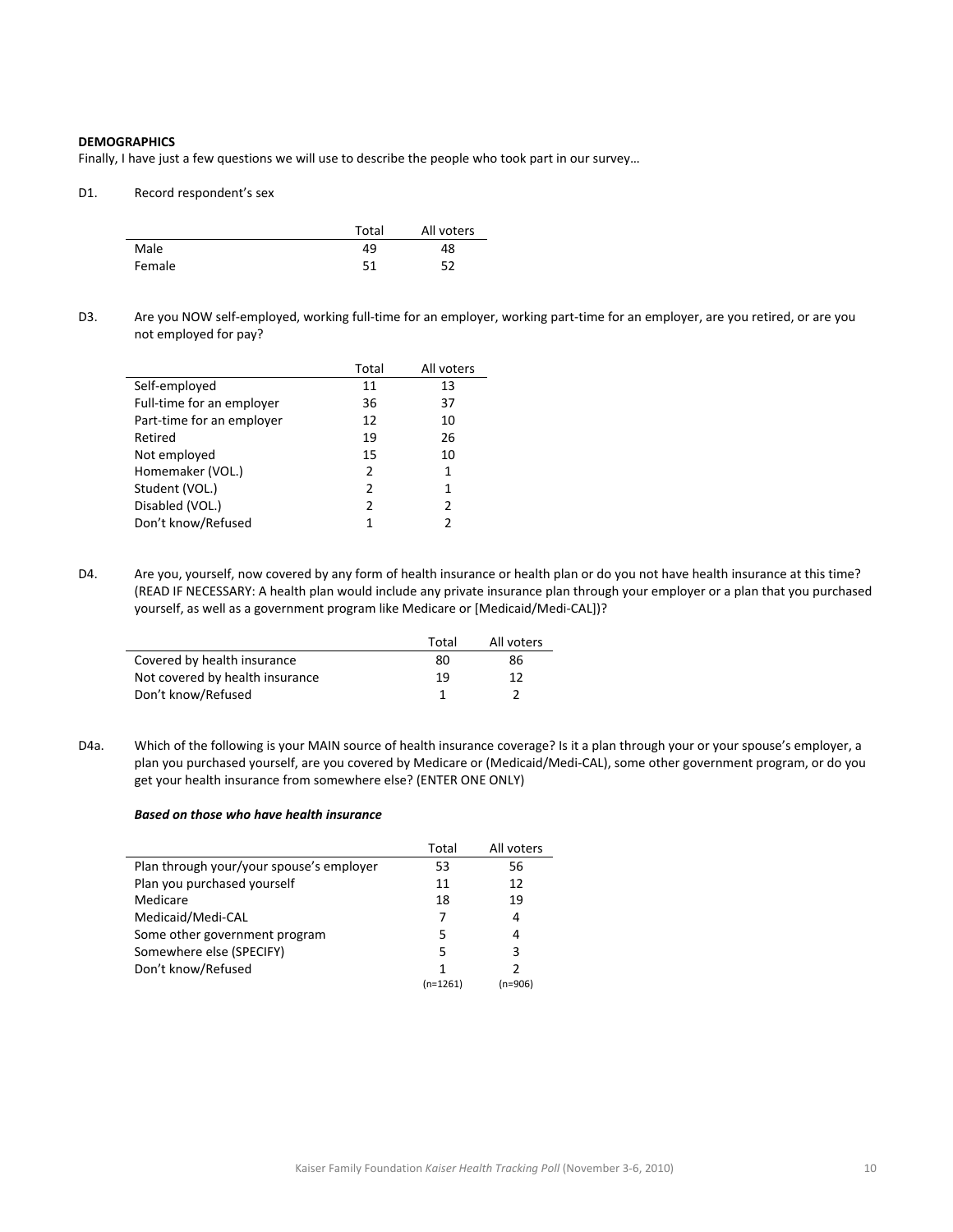**DEMOGRAPHICS**

Finally, I have just a few questions we will use to describe the people who took part in our survey…

D1. Record respondent's sex

| | Total | All voters |
|---|---|---|
| Male | 49 | 48 |
| Female | 51 | 52 |

D3. Are you NOW self-employed, working full-time for an employer, working part-time for an employer, are you retired, or are you not employed for pay?

| | Total | All voters |
|---|---|---|
| Self-employed | 11 | 13 |
| Full-time for an employer | 36 | 37 |
| Part-time for an employer | 12 | 10 |
| Retired | 19 | 26 |
| Not employed | 15 | 10 |
| Homemaker (VOL.) | 2 | 1 |
| Student (VOL.) | 2 | 1 |
| Disabled (VOL.) | 2 | 2 |
| Don't know/Refused | 1 | 2 |

D4. Are you, yourself, now covered by any form of health insurance or health plan or do you not have health insurance at this time? (READ IF NECESSARY: A health plan would include any private insurance plan through your employer or a plan that you purchased yourself, as well as a government program like Medicare or [Medicaid/Medi-CAL])?

| | Total | All voters |
|---|---|---|
| Covered by health insurance | 80 | 86 |
| Not covered by health insurance | 19 | 12 |
| Don't know/Refused | 1 | 2 |

D4a. Which of the following is your MAIN source of health insurance coverage? Is it a plan through your or your spouse's employer, a plan you purchased yourself, are you covered by Medicare or (Medicaid/Medi-CAL), some other government program, or do you get your health insurance from somewhere else? (ENTER ONE ONLY)

***Based on those who have health insurance***

| | Total | All voters |
|---|---|---|
| Plan through your/your spouse's employer | 53 | 56 |
| Plan you purchased yourself | 11 | 12 |
| Medicare | 18 | 19 |
| Medicaid/Medi-CAL | 7 | 4 |
| Some other government program | 5 | 4 |
| Somewhere else (SPECIFY) | 5 | 3 |
| Don't know/Refused | 1 | 2 |
| | (n=1261) | (n=906) |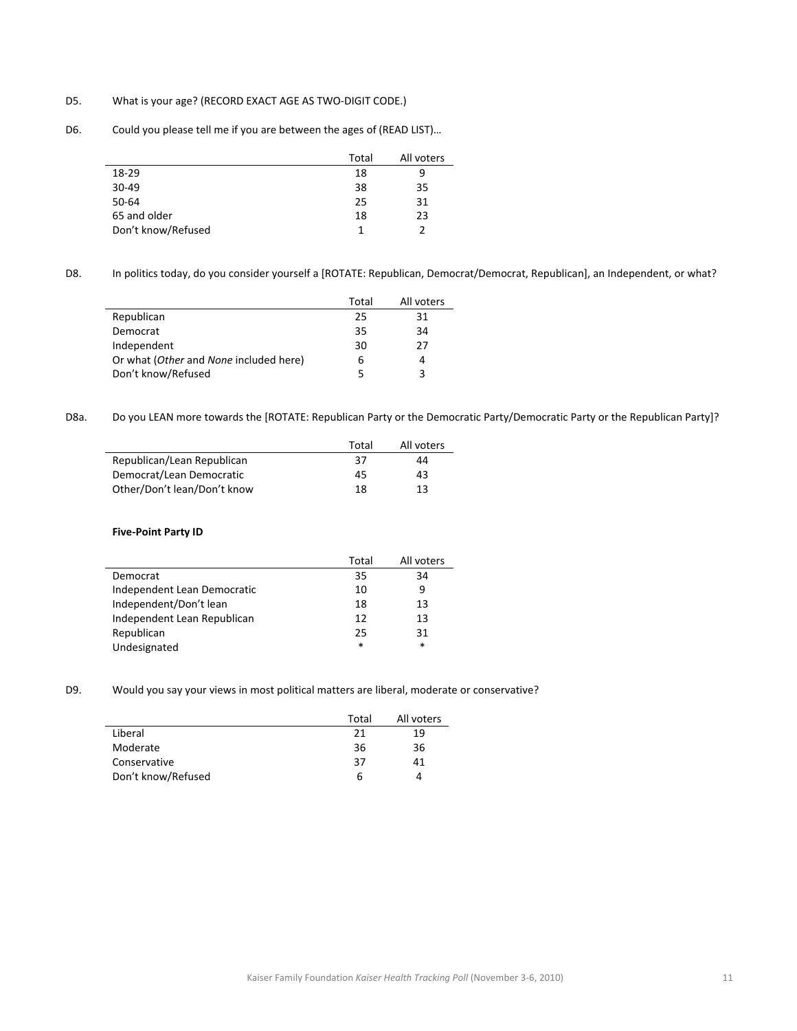D5. What is your age? (RECORD EXACT AGE AS TWO-DIGIT CODE.)

D6. Could you please tell me if you are between the ages of (READ LIST)…

| | Total | All voters |
|---|---|---|
| 18-29 | 18 | 9 |
| 30-49 | 38 | 35 |
| 50-64 | 25 | 31 |
| 65 and older | 18 | 23 |
| Don't know/Refused | 1 | 2 |

D8. In politics today, do you consider yourself a [ROTATE: Republican, Democrat/Democrat, Republican], an Independent, or what?

| | Total | All voters |
|---|---|---|
| Republican | 25 | 31 |
| Democrat | 35 | 34 |
| Independent | 30 | 27 |
| Or what (*Other* and *None* included here) | 6 | 4 |
| Don't know/Refused | 5 | 3 |

D8a. Do you LEAN more towards the [ROTATE: Republican Party or the Democratic Party/Democratic Party or the Republican Party]?

| | Total | All voters |
|---|---|---|
| Republican/Lean Republican | 37 | 44 |
| Democrat/Lean Democratic | 45 | 43 |
| Other/Don't lean/Don't know | 18 | 13 |

**Five-Point Party ID**

| | Total | All voters |
|---|---|---|
| Democrat | 35 | 34 |
| Independent Lean Democratic | 10 | 9 |
| Independent/Don't lean | 18 | 13 |
| Independent Lean Republican | 12 | 13 |
| Republican | 25 | 31 |
| Undesignated | * | * |

D9. Would you say your views in most political matters are liberal, moderate or conservative?

| | Total | All voters |
|---|---|---|
| Liberal | 21 | 19 |
| Moderate | 36 | 36 |
| Conservative | 37 | 41 |
| Don't know/Refused | 6 | 4 |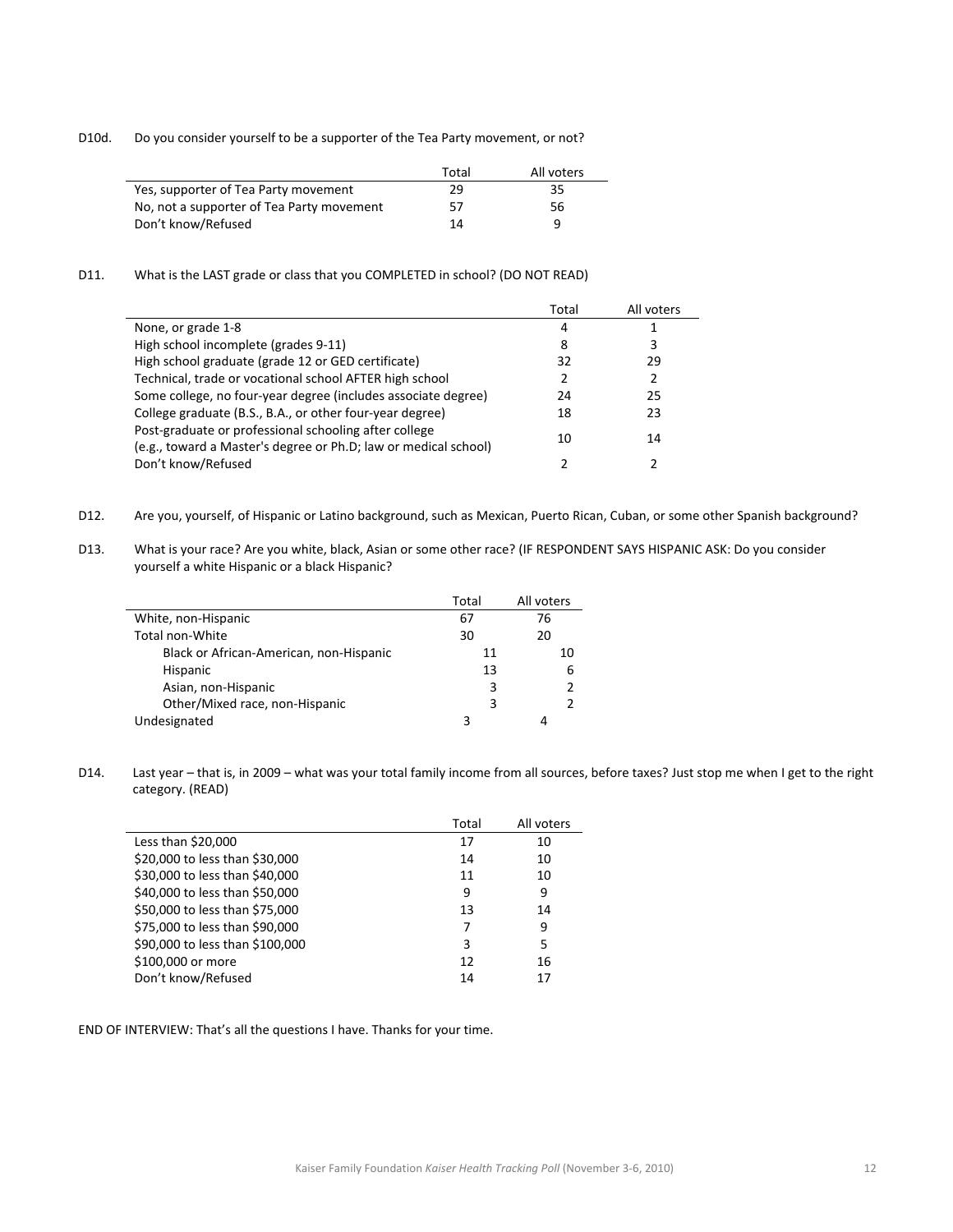D10d. Do you consider yourself to be a supporter of the Tea Party movement, or not?

| | Total | All voters |
|---|---|---|
| Yes, supporter of Tea Party movement | 29 | 35 |
| No, not a supporter of Tea Party movement | 57 | 56 |
| Don't know/Refused | 14 | 9 |

D11. What is the LAST grade or class that you COMPLETED in school? (DO NOT READ)

| | Total | All voters |
|---|---|---|
| None, or grade 1-8 | 4 | 1 |
| High school incomplete (grades 9-11) | 8 | 3 |
| High school graduate (grade 12 or GED certificate) | 32 | 29 |
| Technical, trade or vocational school AFTER high school | 2 | 2 |
| Some college, no four-year degree (includes associate degree) | 24 | 25 |
| College graduate (B.S., B.A., or other four-year degree) | 18 | 23 |
| Post-graduate or professional schooling after college (e.g., toward a Master's degree or Ph.D; law or medical school) | 10 | 14 |
| Don't know/Refused | 2 | 2 |

D12. Are you, yourself, of Hispanic or Latino background, such as Mexican, Puerto Rican, Cuban, or some other Spanish background?

D13. What is your race? Are you white, black, Asian or some other race? (IF RESPONDENT SAYS HISPANIC ASK: Do you consider yourself a white Hispanic or a black Hispanic?

| | Total | All voters |
|---|---|---|
| White, non-Hispanic | 67 | 76 |
| Total non-White | 30 | 20 |
| Black or African-American, non-Hispanic | 11 | 10 |
| Hispanic | 13 | 6 |
| Asian, non-Hispanic | 3 | 2 |
| Other/Mixed race, non-Hispanic | 3 | 2 |
| Undesignated | 3 | 4 |

D14. Last year – that is, in 2009 – what was your total family income from all sources, before taxes? Just stop me when I get to the right category. (READ)

| | Total | All voters |
|---|---|---|
| Less than $20,000 | 17 | 10 |
| $20,000 to less than $30,000 | 14 | 10 |
| $30,000 to less than $40,000 | 11 | 10 |
| $40,000 to less than $50,000 | 9 | 9 |
| $50,000 to less than $75,000 | 13 | 14 |
| $75,000 to less than $90,000 | 7 | 9 |
| $90,000 to less than $100,000 | 3 | 5 |
| $100,000 or more | 12 | 16 |
| Don't know/Refused | 14 | 17 |

END OF INTERVIEW: That's all the questions I have. Thanks for your time.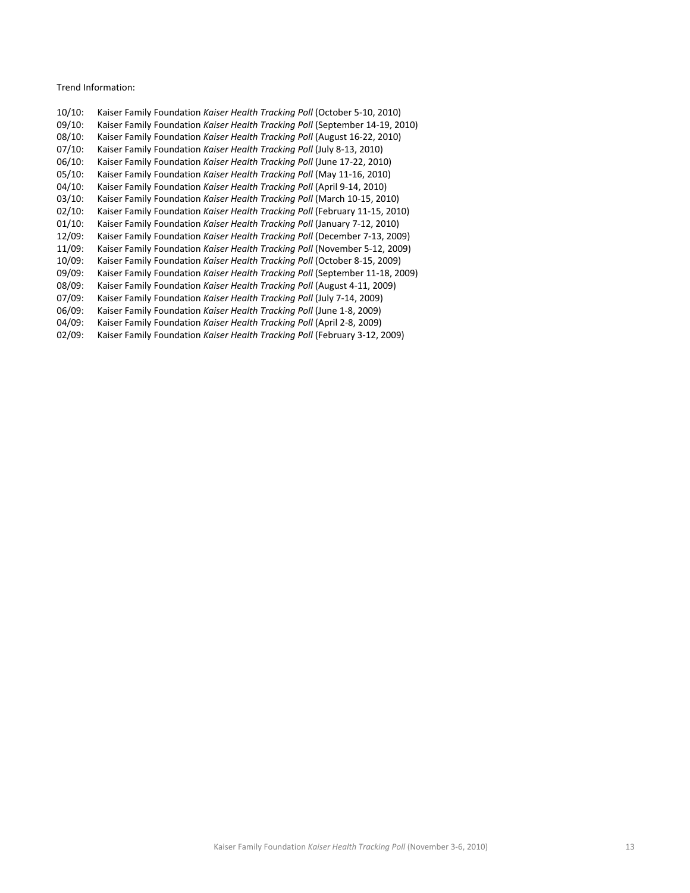Trend Information:

10/10: Kaiser Family Foundation *Kaiser Health Tracking Poll* (October 5-10, 2010)
09/10: Kaiser Family Foundation *Kaiser Health Tracking Poll* (September 14-19, 2010)
08/10: Kaiser Family Foundation *Kaiser Health Tracking Poll* (August 16-22, 2010)
07/10: Kaiser Family Foundation *Kaiser Health Tracking Poll* (July 8-13, 2010)
06/10: Kaiser Family Foundation *Kaiser Health Tracking Poll* (June 17-22, 2010)
05/10: Kaiser Family Foundation *Kaiser Health Tracking Poll* (May 11-16, 2010)
04/10: Kaiser Family Foundation *Kaiser Health Tracking Poll* (April 9-14, 2010)
03/10: Kaiser Family Foundation *Kaiser Health Tracking Poll* (March 10-15, 2010)
02/10: Kaiser Family Foundation *Kaiser Health Tracking Poll* (February 11-15, 2010)
01/10: Kaiser Family Foundation *Kaiser Health Tracking Poll* (January 7-12, 2010)
12/09: Kaiser Family Foundation *Kaiser Health Tracking Poll* (December 7-13, 2009)
11/09: Kaiser Family Foundation *Kaiser Health Tracking Poll* (November 5-12, 2009)
10/09: Kaiser Family Foundation *Kaiser Health Tracking Poll* (October 8-15, 2009)
09/09: Kaiser Family Foundation *Kaiser Health Tracking Poll* (September 11-18, 2009)
08/09: Kaiser Family Foundation *Kaiser Health Tracking Poll* (August 4-11, 2009)
07/09: Kaiser Family Foundation *Kaiser Health Tracking Poll* (July 7-14, 2009)
06/09: Kaiser Family Foundation *Kaiser Health Tracking Poll* (June 1-8, 2009)
04/09: Kaiser Family Foundation *Kaiser Health Tracking Poll* (April 2-8, 2009)
02/09: Kaiser Family Foundation *Kaiser Health Tracking Poll* (February 3-12, 2009)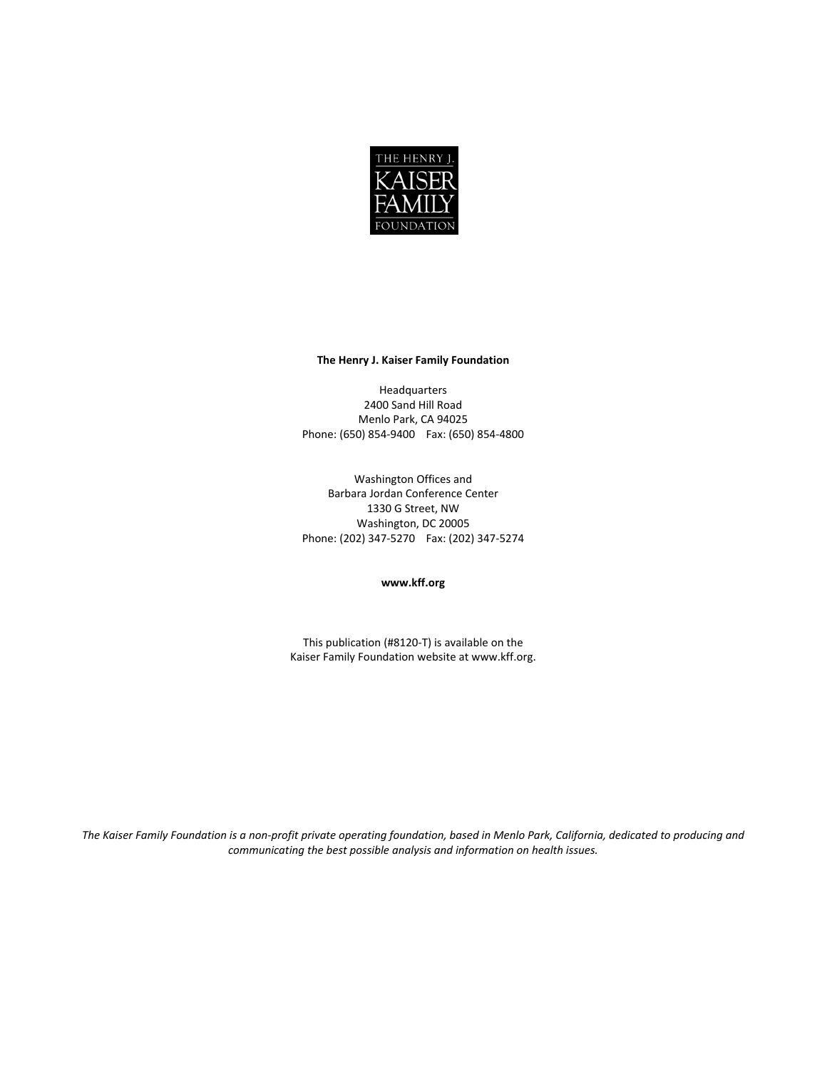THE HENRY J. KAISER FAMILY FOUNDATION

**The Henry J. Kaiser Family Foundation**

Headquarters
2400 Sand Hill Road
Menlo Park, CA 94025
Phone: (650) 854-9400    Fax: (650) 854-4800

Washington Offices and
Barbara Jordan Conference Center
1330 G Street, NW
Washington, DC 20005
Phone: (202) 347-5270    Fax: (202) 347-5274

**www.kff.org**

This publication (#8120-T) is available on the
Kaiser Family Foundation website at www.kff.org.

*The Kaiser Family Foundation is a non-profit private operating foundation, based in Menlo Park, California, dedicated to producing and communicating the best possible analysis and information on health issues.*